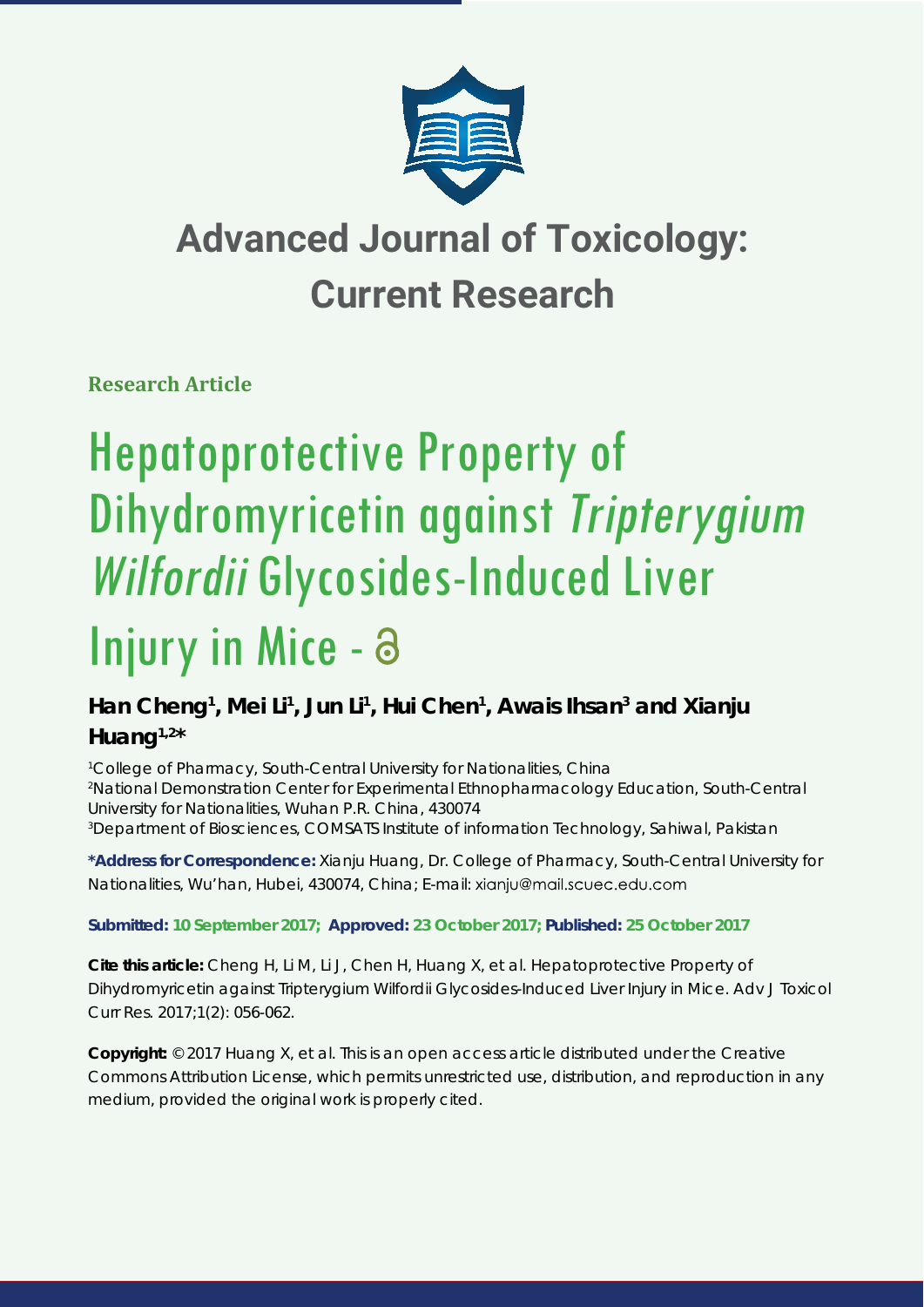# Advanced Journal of Toxicology: Current Research

**Research Article**

# Hepatoprotective Property of Dihydromyricetin against *Tripterygium Wilfordii* Glycosides-Induced Liver Injury in Mice - 

**Han Cheng[1], Mei Li[1], Jun Li[1], Hui Chen[1], Awais Ihsan[3] and Xianju Huang[1,2]***

[1]College of Pharmacy, South-Central University for Nationalities, China
[2]National Demonstration Center for Experimental Ethnopharmacology Education, South-Central University for Nationalities, Wuhan P.R. China, 430074
[3]Department of Biosciences, COMSATS Institute of information Technology, Sahiwal, Pakistan

**\*Address for Correspondence:** Xianju Huang, Dr. College of Pharmacy, South-Central University for Nationalities, Wu'han, Hubei, 430074, China; E-mail: xianju@mail.scuec.edu.com

**Submitted: 10 September 2017; Approved: 23 October 2017; Published: 25 October 2017**

**Cite this article:** Cheng H, Li M, Li J, Chen H, Huang X, et al. Hepatoprotective Property of Dihydromyricetin against Tripterygium Wilfordii Glycosides-Induced Liver Injury in Mice. Adv J Toxicol Curr Res. 2017;1(2): 056-062.

**Copyright:** © 2017 Huang X, et al. This is an open access article distributed under the Creative Commons Attribution License, which permits unrestricted use, distribution, and reproduction in any medium, provided the original work is properly cited.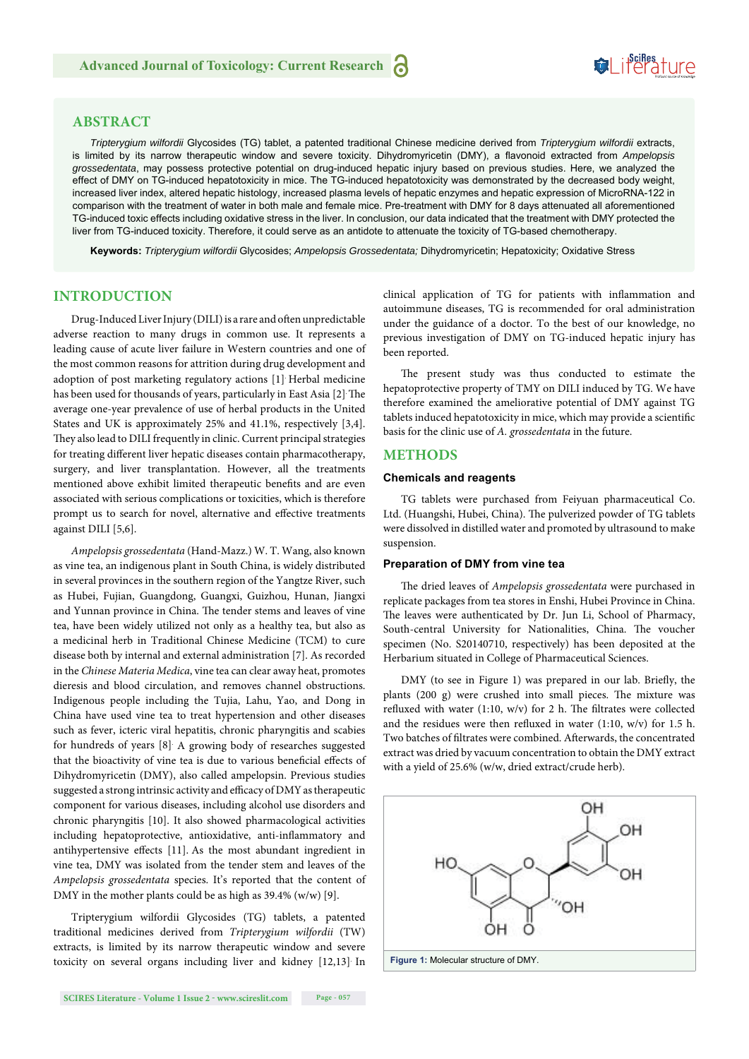## ABSTRACT

*Tripterygium wilfordii* Glycosides (TG) tablet, a patented traditional Chinese medicine derived from *Tripterygium wilfordii* extracts, is limited by its narrow therapeutic window and severe toxicity. Dihydromyricetin (DMY), a flavonoid extracted from *Ampelopsis grossedentata*, may possess protective potential on drug-induced hepatic injury based on previous studies. Here, we analyzed the effect of DMY on TG-induced hepatotoxicity in mice. The TG-induced hepatotoxicity was demonstrated by the decreased body weight, increased liver index, altered hepatic histology, increased plasma levels of hepatic enzymes and hepatic expression of MicroRNA-122 in comparison with the treatment of water in both male and female mice. Pre-treatment with DMY for 8 days attenuated all aforementioned TG-induced toxic effects including oxidative stress in the liver. In conclusion, our data indicated that the treatment with DMY protected the liver from TG-induced toxicity. Therefore, it could serve as an antidote to attenuate the toxicity of TG-based chemotherapy.

**Keywords:** *Tripterygium wilfordii* Glycosides; *Ampelopsis Grossedentata;* Dihydromyricetin; Hepatotoxicity; Oxidative Stress

## INTRODUCTION

Drug-Induced Liver Injury (DILI) is a rare and often unpredictable adverse reaction to many drugs in common use. It represents a leading cause of acute liver failure in Western countries and one of the most common reasons for attrition during drug development and adoption of post marketing regulatory actions [1]. Herbal medicine has been used for thousands of years, particularly in East Asia [2]. The average one-year prevalence of use of herbal products in the United States and UK is approximately 25% and 41.1%, respectively [3,4]. They also lead to DILI frequently in clinic. Current principal strategies for treating different liver hepatic diseases contain pharmacotherapy, surgery, and liver transplantation. However, all the treatments mentioned above exhibit limited therapeutic benefits and are even associated with serious complications or toxicities, which is therefore prompt us to search for novel, alternative and effective treatments against DILI [5,6].

*Ampelopsis grossedentata* (Hand-Mazz.) W. T. Wang, also known as vine tea, an indigenous plant in South China, is widely distributed in several provinces in the southern region of the Yangtze River, such as Hubei, Fujian, Guangdong, Guangxi, Guizhou, Hunan, Jiangxi and Yunnan province in China. The tender stems and leaves of vine tea, have been widely utilized not only as a healthy tea, but also as a medicinal herb in Traditional Chinese Medicine (TCM) to cure disease both by internal and external administration [7]. As recorded in the *Chinese Materia Medica*, vine tea can clear away heat, promotes dieresis and blood circulation, and removes channel obstructions. Indigenous people including the Tujia, Lahu, Yao, and Dong in China have used vine tea to treat hypertension and other diseases such as fever, icteric viral hepatitis, chronic pharyngitis and scabies for hundreds of years [8]. A growing body of researches suggested that the bioactivity of vine tea is due to various beneficial effects of Dihydromyricetin (DMY). Previous studies suggested a strong intrinsic activity and efficacy of DMY as therapeutic component for various diseases, including alcohol use disorders and chronic pharyngitis [10]. It also showed pharmacological activities including hepatoprotective, antioxidative, anti-inflammatory and antihypertensive effects [11]. As the most abundant ingredient in vine tea, DMY was isolated from the tender stem and leaves of the *Ampelopsis grossedentata* species. It's reported that the content of DMY in the mother plants could be as high as 39.4% (w/w) [9].

Tripterygium wilfordii Glycosides (TG) tablets, a patented traditional medicines derived from *Tripterygium wilfordii* (TW) extracts, is limited by its narrow therapeutic window and severe toxicity on several organs including liver and kidney [12,13]. In clinical application of TG for patients with inflammation and autoimmune diseases, TG is recommended for oral administration under the guidance of a doctor. To the best of our knowledge, no previous investigation of DMY on TG-induced hepatic injury has been reported.

The present study was thus conducted to estimate the hepatoprotective property of TMY on DILI induced by TG. We have therefore examined the ameliorative potential of DMY against TG tablets induced hepatotoxicity in mice, which may provide a scientific basis for the clinic use of *A. grossedentata* in the future.

## METHODS

### Chemicals and reagents

TG tablets were purchased from Feiyuan pharmaceutical Co. Ltd. (Huangshi, Hubei, China). The pulverized powder of TG tablets were dissolved in distilled water and promoted by ultrasound to make suspension.

### Preparation of DMY from vine tea

The dried leaves of *Ampelopsis grossedentata* were purchased in replicate packages from tea stores in Enshi, Hubei Province in China. The leaves were authenticated by Dr. Jun Li, School of Pharmacy, South-central University for Nationalities, China. The voucher specimen (No. S20140710, respectively) has been deposited at the Herbarium situated in College of Pharmaceutical Sciences.

DMY (to see in Figure 1) was prepared in our lab. Briefly, the plants (200 g) were crushed into small pieces. The mixture was refluxed with water (1:10, w/v) for 2 h. The filtrates were collected and the residues were then refluxed in water (1:10, w/v) for 1.5 h. Two batches of filtrates were combined. Afterwards, the concentrated extract was dried by vacuum concentration to obtain the DMY extract with a yield of 25.6% (w/w, dried extract/crude herb).

**Figure 1:** Molecular structure of DMY.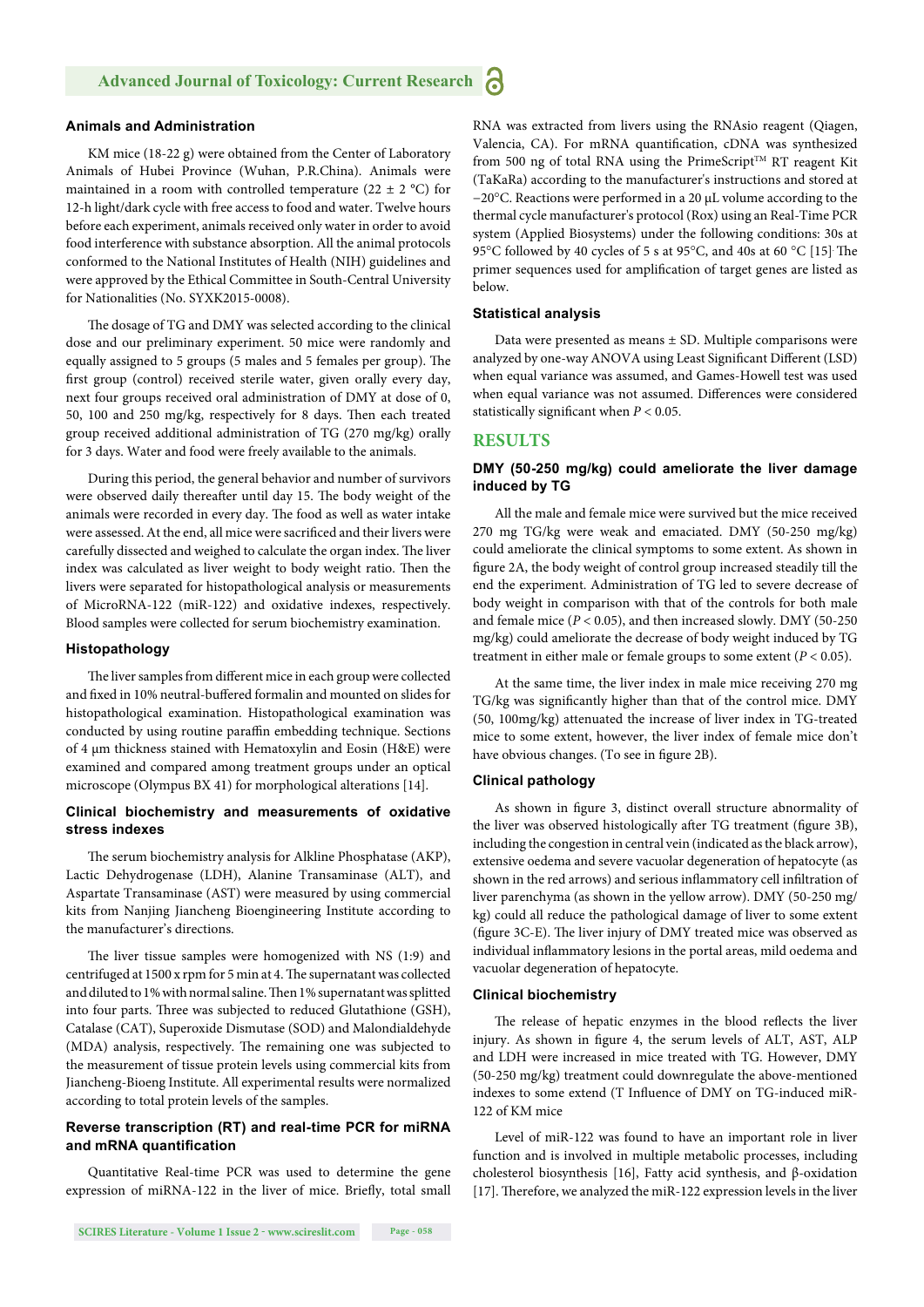### Animals and Administration

KM mice (18-22 g) were obtained from the Center of Laboratory Animals of Hubei Province (Wuhan, P.R.China). Animals were maintained in a room with controlled temperature (22 ± 2 °C) for 12-h light/dark cycle with free access to food and water. Twelve hours before each experiment, animals received only water in order to avoid food interference with substance absorption. All the animal protocols conformed to the National Institutes of Health (NIH) guidelines and were approved by the Ethical Committee in South-Central University for Nationalities (No. SYXK2015-0008).

The dosage of TG and DMY was selected according to the clinical dose and our preliminary experiment. 50 mice were randomly and equally assigned to 5 groups (5 males and 5 females per group). The first group (control) received sterile water, given orally every day, next four groups received oral administration of DMY at dose of 0, 50, 100 and 250 mg/kg, respectively for 8 days. Then each treated group received additional administration of TG (270 mg/kg) orally for 3 days. Water and food were freely available to the animals.

During this period, the general behavior and number of survivors were observed daily thereafter until day 15. The body weight of the animals were recorded in every day. The food as well as water intake were assessed. At the end, all mice were sacrificed and their livers were carefully dissected and weighed to calculate the organ index. The liver index was calculated as liver weight to body weight ratio. Then the livers were separated for histopathological analysis or measurements of MicroRNA-122 (miR-122) and oxidative indexes, respectively. Blood samples were collected for serum biochemistry examination.

### Histopathology

The liver samples from different mice in each group were collected and fixed in 10% neutral-buffered formalin and mounted on slides for histopathological examination. Histopathological examination was conducted by using routine paraffin embedding technique. Sections of 4 μm thickness stained with Hematoxylin and Eosin (H&E) were examined and compared among treatment groups under an optical microscope (Olympus BX 41) for morphological alterations [14].

### Clinical biochemistry and measurements of oxidative stress indexes

The serum biochemistry analysis for Alkline Phosphatase (AKP), Lactic Dehydrogenase (LDH), Alanine Transaminase (ALT), and Aspartate Transaminase (AST) were measured by using commercial kits from Nanjing Jiancheng Bioengineering Institute according to the manufacturer's directions.

The liver tissue samples were homogenized with NS (1:9) and centrifuged at 1500 x rpm for 5 min at 4. The supernatant was collected and diluted to 1% with normal saline. Then 1% supernatant was splitted into four parts. Three was subjected to reduced Glutathione (GSH), Catalase (CAT), Superoxide Dismutase (SOD) and Malondialdehyde (MDA) analysis, respectively. The remaining one was subjected to the measurement of tissue protein levels using commercial kits from Jiancheng-Bioeng Institute. All experimental results were normalized according to total protein levels of the samples.

### Reverse transcription (RT) and real-time PCR for miRNA and mRNA quantification

Quantitative Real-time PCR was used to determine the gene expression of miRNA-122 in the liver of mice. Briefly, total small RNA was extracted from livers using the RNAsio reagent (Qiagen, Valencia, CA). For mRNA quantification, cDNA was synthesized from 500 ng of total RNA using the PrimeScript™ RT reagent Kit (TaKaRa) according to the manufacturer's instructions and stored at −20°C. Reactions were performed in a 20 μL volume according to the thermal cycle manufacturer's protocol (Rox) using an Real-Time PCR system (Applied Biosystems) under the following conditions: 30s at 95°C followed by 40 cycles of 5 s at 95°C, and 40s at 60 °C [15]. The primer sequences used for amplification of target genes are listed as below.

### Statistical analysis

Data were presented as means ± SD. Multiple comparisons were analyzed by one-way ANOVA using Least Significant Different (LSD) when equal variance was assumed, and Games-Howell test was used when equal variance was not assumed. Differences were considered statistically significant when $P < 0.05$.

## RESULTS

### DMY (50-250 mg/kg) could ameliorate the liver damage induced by TG

All the male and female mice were survived but the mice received 270 mg TG/kg were weak and emaciated. DMY (50-250 mg/kg) could ameliorate the clinical symptoms to some extent. As shown in figure 2A, the body weight of control group increased steadily till the end the experiment. Administration of TG led to severe decrease of body weight in comparison with that of the controls for both male and female mice ($P < 0.05$), and then increased slowly. DMY (50-250 mg/kg) could ameliorate the decrease of body weight induced by TG treatment in either male or female groups to some extent ($P < 0.05$).

At the same time, the liver index in male mice receiving 270 mg TG/kg was significantly higher than that of the control mice. DMY (50, 100mg/kg) attenuated the increase of liver index in TG-treated mice to some extent, however, the liver index of female mice don't have obvious changes. (To see in figure 2B).

### Clinical pathology

As shown in figure 3, distinct overall structure abnormality of the liver was observed histologically after TG treatment (figure 3B), including the congestion in central vein (indicated as the black arrow), extensive oedema and severe vacuolar degeneration of hepatocyte (as shown in the red arrows) and serious inflammatory cell infiltration of liver parenchyma (as shown in the yellow arrow). DMY (50-250 mg/kg) could all reduce the pathological damage of liver to some extent (figure 3C-E). The liver injury of DMY treated mice was observed as individual inflammatory lesions in the portal areas, mild oedema and vacuolar degeneration of hepatocyte.

### Clinical biochemistry

The release of hepatic enzymes in the blood reflects the liver injury. As shown in figure 4, the serum levels of ALT, AST, ALP and LDH were increased in mice treated with TG. However, DMY (50-250 mg/kg) treatment could downregulate the above-mentioned indexes to some extend (T Influence of DMY on TG-induced miR-122 of KM mice

Level of miR-122 was found to have an important role in liver function and is involved in multiple metabolic processes, including cholesterol biosynthesis [16], Fatty acid synthesis, and β-oxidation [17]. Therefore, we analyzed the miR-122 expression levels in the liver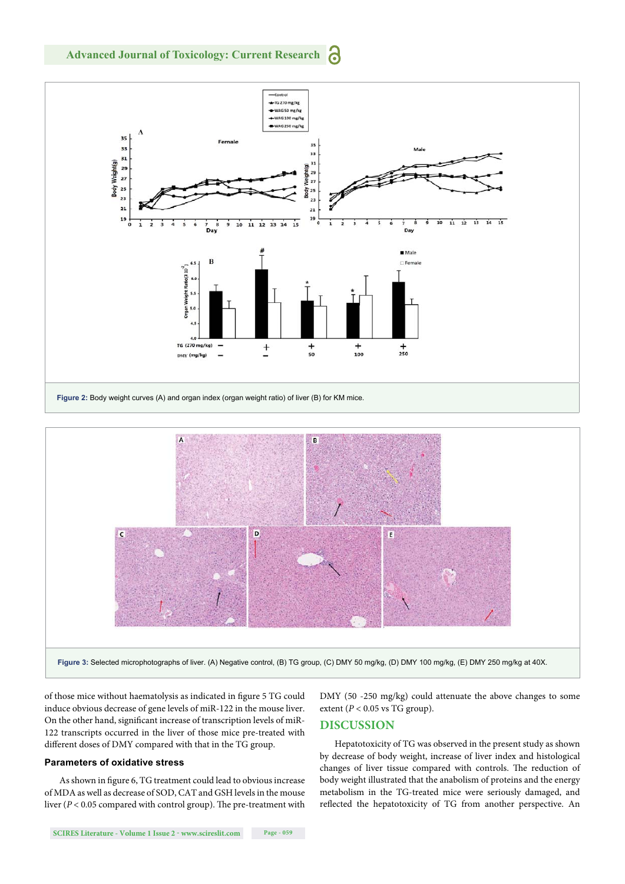Figure 2: Body weight curves (A) and organ index (organ weight ratio) of liver (B) for KM mice.

Figure 3: Selected microphotographs of liver. (A) Negative control, (B) TG group, (C) DMY 50 mg/kg, (D) DMY 100 mg/kg, (E) DMY 250 mg/kg at 40X.

of those mice without haematolysis as indicated in figure 5 TG could induce obvious decrease of gene levels of miR-122 in the mouse liver. On the other hand, significant increase of transcription levels of miR-122 transcripts occurred in the liver of those mice pre-treated with different doses of DMY compared with that in the TG group.

### Parameters of oxidative stress

As shown in figure 6, TG treatment could lead to obvious increase of MDA as well as decrease of SOD, CAT and GSH levels in the mouse liver ($P < 0.05$ compared with control group). The pre-treatment with DMY (50 -250 mg/kg) could attenuate the above changes to some extent ($P < 0.05$ vs TG group).

## DISCUSSION

Hepatotoxicity of TG was observed in the present study as shown by decrease of body weight, increase of liver index and histological changes of liver tissue compared with controls. The reduction of body weight illustrated that the anabolism of proteins and the energy metabolism in the TG-treated mice were seriously damaged, and reflected the hepatotoxicity of TG from another perspective. An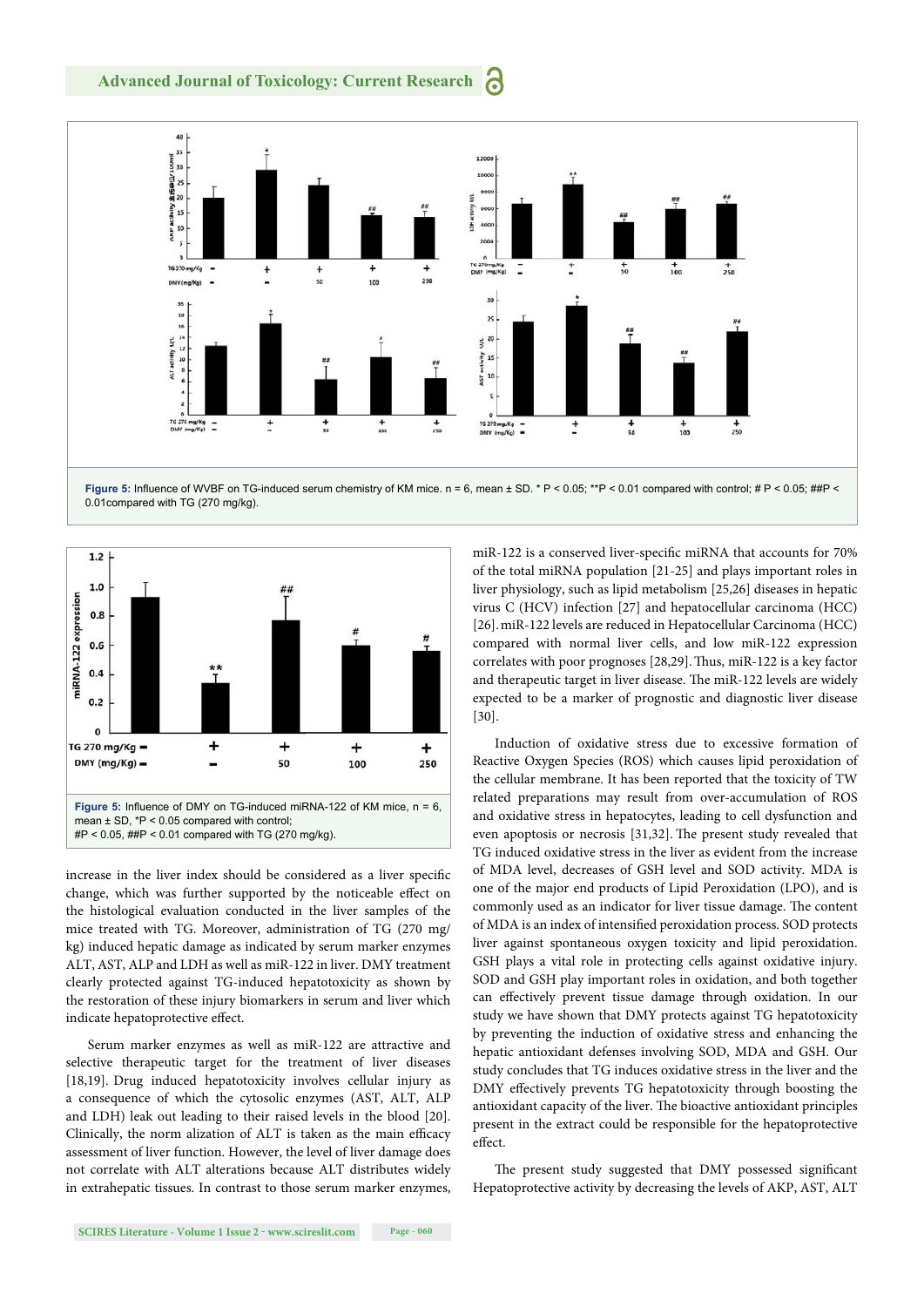**Figure 5:** Influence of WVBF on TG-induced serum chemistry of KM mice. n = 6, mean ± SD. * P < 0.05; **P < 0.01 compared with control; # P < 0.05; ##P < 0.01compared with TG (270 mg/kg).

**Figure 5:** Influence of DMY on TG-induced miRNA-122 of KM mice, n = 6, mean ± SD, *P < 0.05 compared with control;
#P < 0.05, ##P < 0.01 compared with TG (270 mg/kg).

increase in the liver index should be considered as a liver specific change, which was further supported by the noticeable effect on the histological evaluation conducted in the liver samples of the mice treated with TG. Moreover, administration of TG (270 mg/kg) induced hepatic damage as indicated by serum marker enzymes ALT, AST, ALP and LDH as well as miR-122 in liver. DMY treatment clearly protected against TG-induced hepatotoxicity as shown by the restoration of these injury biomarkers in serum and liver which indicate hepatoprotective effect.

Serum marker enzymes as well as miR-122 are attractive and selective therapeutic target for the treatment of liver diseases [18,19]. Drug induced hepatotoxicity involves cellular injury as a consequence of which the cytosolic enzymes (AST, ALT, ALP and LDH) leak out leading to their raised levels in the blood [20]. Clinically, the norm alization of ALT is taken as the main efficacy assessment of liver function. However, the level of liver damage does not correlate with ALT alterations because ALT distributes widely in extrahepatic tissues. In contrast to those serum marker enzymes, miR-122 is a conserved liver-specific miRNA that accounts for 70% of the total miRNA population [21-25] and plays important roles in liver physiology, such as lipid metabolism [25,26] diseases in hepatic virus C (HCV) infection [27] and hepatocellular carcinoma (HCC) [26]. miR-122 levels are reduced in Hepatocellular Carcinoma (HCC) compared with normal liver cells, and low miR-122 expression correlates with poor prognoses [28,29]. Thus, miR-122 is a key factor and therapeutic target in liver disease. The miR-122 levels are widely expected to be a marker of prognostic and diagnostic liver disease [30].

Induction of oxidative stress due to excessive formation of Reactive Oxygen Species (ROS) which causes lipid peroxidation of the cellular membrane. It has been reported that the toxicity of TW related preparations may result from over-accumulation of ROS and oxidative stress in hepatocytes, leading to cell dysfunction and even apoptosis or necrosis [31,32]. The present study revealed that TG induced oxidative stress in the liver as evident from the increase of MDA level, decreases of GSH level and SOD activity. MDA is one of the major end products of Lipid Peroxidation (LPO), and is commonly used as an indicator for liver tissue damage. The content of MDA is an index of intensified peroxidation process. SOD protects liver against spontaneous oxygen toxicity and lipid peroxidation. GSH plays a vital role in protecting cells against oxidative injury. SOD and GSH play important roles in oxidation, and both together can effectively prevent tissue damage through oxidation. In our study we have shown that DMY protects against TG hepatotoxicity by preventing the induction of oxidative stress and enhancing the hepatic antioxidant defenses involving SOD, MDA and GSH. Our study concludes that TG induces oxidative stress in the liver and the DMY effectively prevents TG hepatotoxicity through boosting the antioxidant capacity of the liver. The bioactive antioxidant principles present in the extract could be responsible for the hepatoprotective effect.

The present study suggested that DMY possessed significant Hepatoprotective activity by decreasing the levels of AKP, AST, ALT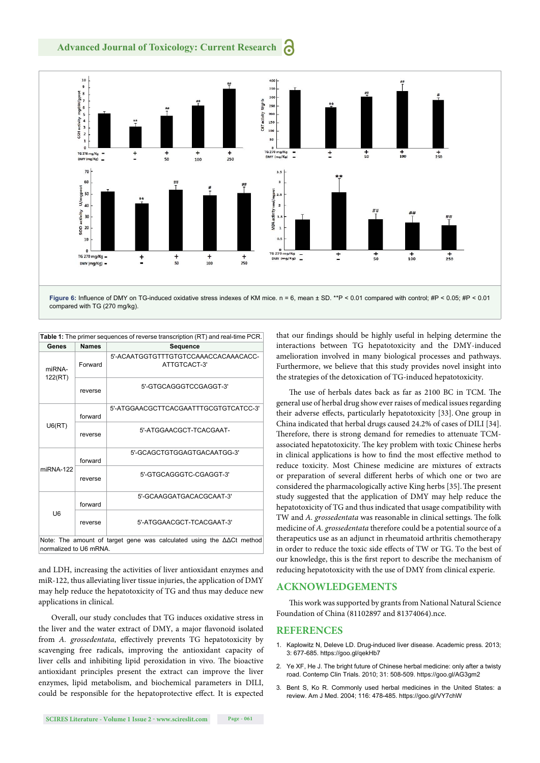**Figure 6:** Influence of DMY on TG-induced oxidative stress indexes of KM mice. n = 6, mean ± SD. **P < 0.01 compared with control; #P < 0.05; #P < 0.01 compared with TG (270 mg/kg).

**Table 1:** The primer sequences of reverse transcription (RT) and real-time PCR.

| Genes | Names | Sequence |
|---|---|---|
| miRNA-122(RT) | Forward | 5'-ACAATGGTGTTTGTGTCCAAACCACAAACACC-ATTGTCACT-3' |
| | reverse | 5'-GTGCAGGGTCCGAGGT-3' |
| U6(RT) | forward | 5'-ATGGAACGCTTCACGAATTTGCGTGTCATCC-3' |
| | reverse | 5'-ATGGAACGCT-TCACGAAT- |
| miRNA-122 | forward | 5'-GCAGCTGTGGAGTGACAATGG-3' |
| | reverse | 5'-GTGCAGGGTC-CGAGGT-3' |
| U6 | forward | 5'-GCAAGGATGACACGCAAT-3' |
| | reverse | 5'-ATGGAACGCT-TCACGAAT-3' |

Note: The amount of target gene was calculated using the ΔΔCt method normalized to U6 mRNA.

and LDH, increasing the activities of liver antioxidant enzymes and miR-122, thus alleviating liver tissue injuries, the application of DMY may help reduce the hepatotoxicity of TG and thus may deduce new applications in clinical.

Overall, our study concludes that TG induces oxidative stress in the liver and the water extract of DMY, a major flavonoid isolated from *A. grossedentata*, effectively prevents TG hepatotoxicity by scavenging free radicals, improving the antioxidant capacity of liver cells and inhibiting lipid peroxidation in vivo. The bioactive antioxidant principles present the extract can improve the liver enzymes, lipid metabolism, and biochemical parameters in DILI, could be responsible for the hepatoprotective effect. It is expected that our findings should be highly useful in helping determine the interactions between TG hepatotoxicity and the DMY-induced amelioration involved in many biological processes and pathways. Furthermore, we believe that this study provides novel insight into the strategies of the detoxication of TG-induced hepatotoxicity.

The use of herbals dates back as far as 2100 BC in TCM. The general use of herbal drug show ever raises of medical issues regarding their adverse effects, particularly hepatotoxicity [33]. One group in China indicated that herbal drugs caused 24.2% of cases of DILI [34]. Therefore, there is strong demand for remedies to attenuate TCM-associated hepatotoxicity. The key problem with toxic Chinese herbs in clinical applications is how to find the most effective method to reduce toxicity. Most Chinese medicine are mixtures of extracts or preparation of several different herbs of which one or two are considered the pharmacologically active King herbs [35]. The present study suggested that the application of DMY may help reduce the hepatotoxicity of TG and thus indicated that usage compatibility with TW and *A. grossedentata* was reasonable in clinical settings. The folk medicine of *A. grossedentata* therefore could be a potential source of a therapeutics use as an adjunct in rheumatoid arthritis chemotherapy in order to reduce the toxic side effects of TW or TG. To the best of our knowledge, this is the first report to describe the mechanism of reducing hepatotoxicity with the use of DMY from clinical experie.

## ACKNOWLEDGEMENTS

This work was supported by grants from National Natural Science Foundation of China (81102897 and 81374064).nce.

## REFERENCES

1. Kaplowitz N, Deleve LD. Drug-induced liver disease. Academic press. 2013; 3: 677-685. https://goo.gl/qekHb7
2. Ye XF, He J. The bright future of Chinese herbal medicine: only after a twisty road. Contemp Clin Trials. 2010; 31: 508-509. https://goo.gl/AG3gm2
3. Bent S, Ko R. Commonly used herbal medicines in the United States: a review. Am J Med. 2004; 116: 478-485. https://goo.gl/VY7chW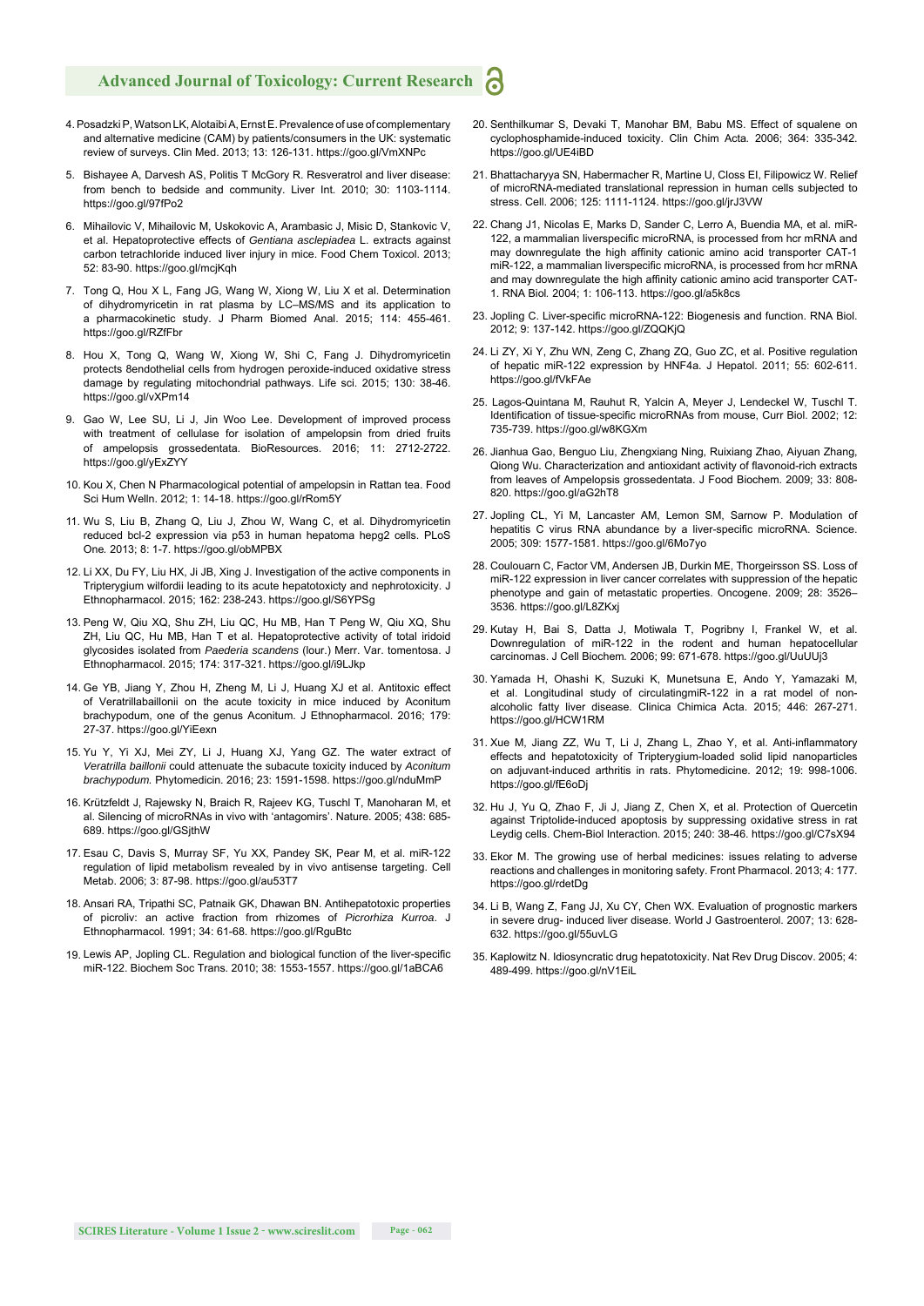4. Posadzki P, Watson LK, Alotaibi A, Ernst E. Prevalence of use of complementary and alternative medicine (CAM) by patients/consumers in the UK: systematic review of surveys. Clin Med. 2013; 13: 126-131. https://goo.gl/VmXNPc

5. Bishayee A, Darvesh AS, Politis T McGory R. Resveratrol and liver disease: from bench to bedside and community. Liver Int. 2010; 30: 1103-1114. https://goo.gl/97fPo2

6. Mihailovic V, Mihailovic M, Uskokovic A, Arambasic J, Misic D, Stankovic V, et al. Hepatoprotective effects of *Gentiana asclepiadea* L. extracts against carbon tetrachloride induced liver injury in mice. Food Chem Toxicol. 2013; 52: 83-90. https://goo.gl/mcjKqh

7. Tong Q, Hou X L, Fang JG, Wang W, Xiong W, Liu X et al. Determination of dihydromyricetin in rat plasma by LC–MS/MS and its application to a pharmacokinetic study. J Pharm Biomed Anal. 2015; 114: 455-461. https://goo.gl/RZfFbr

8. Hou X, Tong Q, Wang W, Xiong W, Shi C, Fang J. Dihydromyricetin protects 8endothelial cells from hydrogen peroxide-induced oxidative stress damage by regulating mitochondrial pathways. Life sci. 2015; 130: 38-46. https://goo.gl/vXPm14

9. Gao W, Lee SU, Li J, Jin Woo Lee. Development of improved process with treatment of cellulase for isolation of ampelopsin from dried fruits of ampelopsis grossedentata. BioResources. 2016; 11: 2712-2722. https://goo.gl/yExZYY

10. Kou X, Chen N Pharmacological potential of ampelopsin in Rattan tea. Food Sci Hum Welln. 2012; 1: 14-18. https://goo.gl/rRom5Y

11. Wu S, Liu B, Zhang Q, Liu J, Zhou W, Wang C, et al. Dihydromyricetin reduced bcl-2 expression via p53 in human hepatoma hepg2 cells. PLoS One. 2013; 8: 1-7. https://goo.gl/obMPBX

12. Li XX, Du FY, Liu HX, Ji JB, Xing J. Investigation of the active components in Tripterygium wilfordii leading to its acute hepatotoxicty and nephrotoxicity. J Ethnopharmacol. 2015; 162: 238-243. https://goo.gl/S6YPSg

13. Peng W, Qiu XQ, Shu ZH, Liu QC, Hu MB, Han T Peng W, Qiu XQ, Shu ZH, Liu QC, Hu MB, Han T et al. Hepatoprotective activity of total iridoid glycosides isolated from *Paederia scandens* (lour.) Merr. Var. tomentosa. J Ethnopharmacol. 2015; 174: 317-321. https://goo.gl/i9LJkp

14. Ge YB, Jiang Y, Zhou H, Zheng M, Li J, Huang XJ et al. Antitoxic effect of Veratrillabaillonii on the acute toxicity in mice induced by Aconitum brachypodum, one of the genus Aconitum. J Ethnopharmacol. 2016; 179: 27-37. https://goo.gl/YiEexn

15. Yu Y, Yi XJ, Mei ZY, Li J, Huang XJ, Yang GZ. The water extract of *Veratrilla baillonii* could attenuate the subacute toxicity induced by *Aconitum brachypodum*. Phytomedicin. 2016; 23: 1591-1598. https://goo.gl/nduMmP

16. Krützfeldt J, Rajewsky N, Braich R, Rajeev KG, Tuschl T, Manoharan M, et al. Silencing of microRNAs in vivo with 'antagomirs'. Nature. 2005; 438: 685-689. https://goo.gl/GSjthW

17. Esau C, Davis S, Murray SF, Yu XX, Pandey SK, Pear M, et al. miR-122 regulation of lipid metabolism revealed by in vivo antisense targeting. Cell Metab. 2006; 3: 87-98. https://goo.gl/au53T7

18. Ansari RA, Tripathi SC, Patnaik GK, Dhawan BN. Antihepatotoxic properties of picroliv: an active fraction from rhizomes of *Picrorhiza Kurroa*. J Ethnopharmacol. 1991; 34: 61-68. https://goo.gl/RguBtc

19. Lewis AP, Jopling CL. Regulation and biological function of the liver-specific miR-122. Biochem Soc Trans. 2010; 38: 1553-1557. https://goo.gl/1aBCA6

20. Senthilkumar S, Devaki T, Manohar BM, Babu MS. Effect of squalene on cyclophosphamide-induced toxicity. Clin Chim Acta. 2006; 364: 335-342. https://goo.gl/UE4iBD

21. Bhattacharyya SN, Habermacher R, Martine U, Closs EI, Filipowicz W. Relief of microRNA-mediated translational repression in human cells subjected to stress. Cell. 2006; 125: 1111-1124. https://goo.gl/jrJ3VW

22. Chang J1, Nicolas E, Marks D, Sander C, Lerro A, Buendia MA, et al. miR-122, a mammalian liverspecific microRNA, is processed from hcr mRNA and may downregulate the high affinity cationic amino acid transporter CAT-1 miR-122, a mammalian liverspecific microRNA, is processed from hcr mRNA and may downregulate the high affinity cationic amino acid transporter CAT-1. RNA Biol. 2004; 1: 106-113. https://goo.gl/a5k8cs

23. Jopling C. Liver-specific microRNA-122: Biogenesis and function. RNA Biol. 2012; 9: 137-142. https://goo.gl/ZQQKjQ

24. Li ZY, Xi Y, Zhu WN, Zeng C, Zhang ZQ, Guo ZC, et al. Positive regulation of hepatic miR-122 expression by HNF4a. J Hepatol. 2011; 55: 602-611. https://goo.gl/fVkFAe

25. Lagos-Quintana M, Rauhut R, Yalcin A, Meyer J, Lendeckel W, Tuschl T. Identification of tissue-specific microRNAs from mouse, Curr Biol. 2002; 12: 735-739. https://goo.gl/w8KGXm

26. Jianhua Gao, Benguo Liu, Zhengxiang Ning, Ruixiang Zhao, Aiyuan Zhang, Qiong Wu. Characterization and antioxidant activity of flavonoid-rich extracts from leaves of Ampelopsis grossedentata. J Food Biochem. 2009; 33: 808-820. https://goo.gl/aG2hT8

27. Jopling CL, Yi M, Lancaster AM, Lemon SM, Sarnow P. Modulation of hepatitis C virus RNA abundance by a liver-specific microRNA. Science. 2005; 309: 1577-1581. https://goo.gl/6Mo7yo

28. Coulouarn C, Factor VM, Andersen JB, Durkin ME, Thorgeirsson SS. Loss of miR-122 expression in liver cancer correlates with suppression of the hepatic phenotype and gain of metastatic properties. Oncogene. 2009; 28: 3526–3536. https://goo.gl/L8ZKxj

29. Kutay H, Bai S, Datta J, Motiwala T, Pogribny I, Frankel W, et al. Downregulation of miR-122 in the rodent and human hepatocellular carcinomas. J Cell Biochem. 2006; 99: 671-678. https://goo.gl/UuUUj3

30. Yamada H, Ohashi K, Suzuki K, Munetsuna E, Ando Y, Yamazaki M, et al. Longitudinal study of circulatingmiR-122 in a rat model of non-alcoholic fatty liver disease. Clinica Chimica Acta. 2015; 446: 267-271. https://goo.gl/HCW1RM

31. Xue M, Jiang ZZ, Wu T, Li J, Zhang L, Zhao Y, et al. Anti-inflammatory effects and hepatotoxicity of Tripterygium-loaded solid lipid nanoparticles on adjuvant-induced arthritis in rats. Phytomedicine. 2012; 19: 998-1006. https://goo.gl/fE6oDj

32. Hu J, Yu Q, Zhao F, Ji J, Jiang Z, Chen X, et al. Protection of Quercetin against Triptolide-induced apoptosis by suppressing oxidative stress in rat Leydig cells. Chem-Biol Interaction. 2015; 240: 38-46. https://goo.gl/C7sX94

33. Ekor M. The growing use of herbal medicines: issues relating to adverse reactions and challenges in monitoring safety. Front Pharmacol. 2013; 4: 177. https://goo.gl/rdetDg

34. Li B, Wang Z, Fang JJ, Xu CY, Chen WX. Evaluation of prognostic markers in severe drug- induced liver disease. World J Gastroenterol. 2007; 13: 628-632. https://goo.gl/55uvLG

35. Kaplowitz N. Idiosyncratic drug hepatotoxicity. Nat Rev Drug Discov. 2005; 4: 489-499. https://goo.gl/nV1EiL